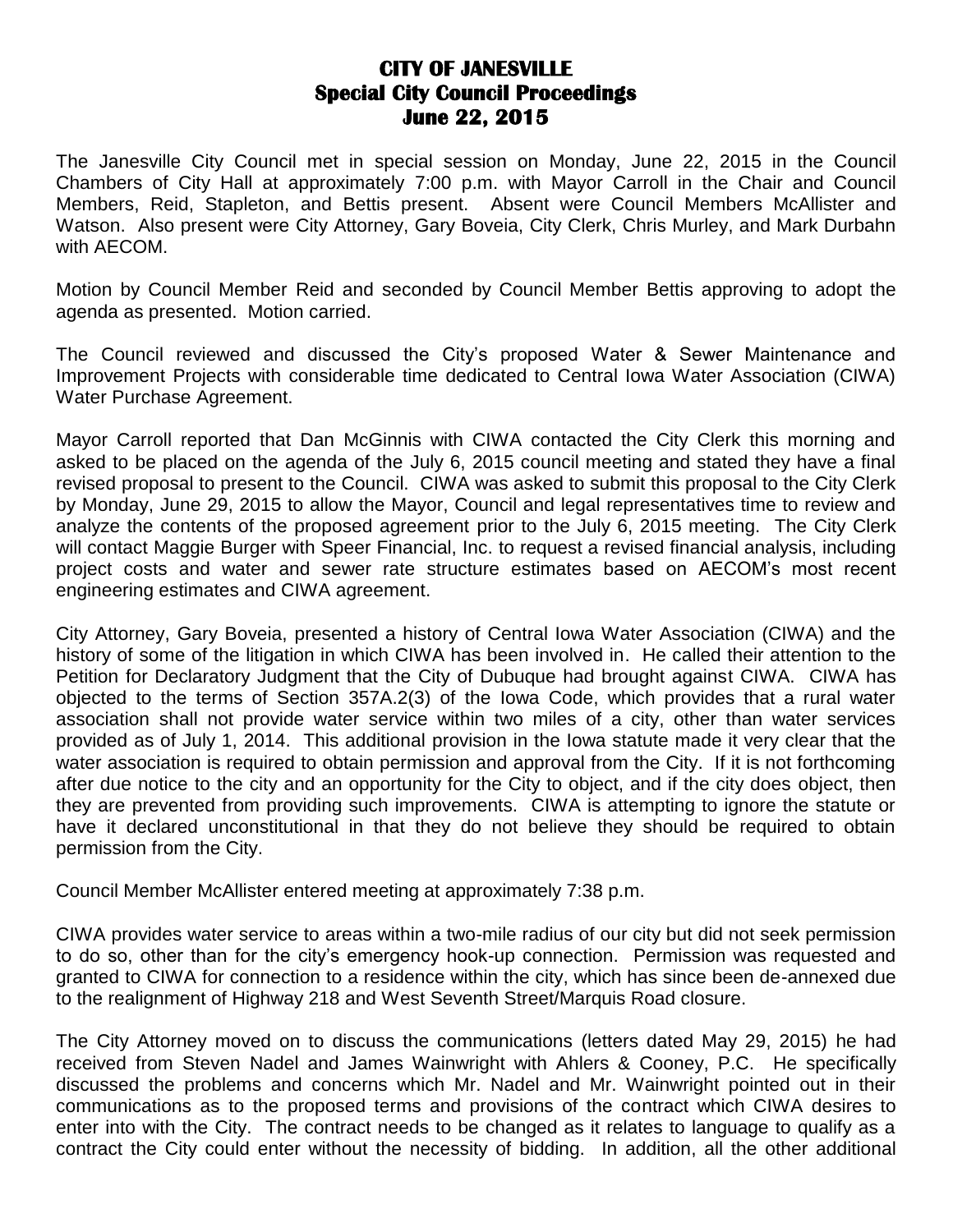# CITY OF JANESVILLE
## Special City Council Proceedings
## June 22, 2015

The Janesville City Council met in special session on Monday, June 22, 2015 in the Council Chambers of City Hall at approximately 7:00 p.m. with Mayor Carroll in the Chair and Council Members, Reid, Stapleton, and Bettis present. Absent were Council Members McAllister and Watson. Also present were City Attorney, Gary Boveia, City Clerk, Chris Murley, and Mark Durbahn with AECOM.

Motion by Council Member Reid and seconded by Council Member Bettis approving to adopt the agenda as presented. Motion carried.

The Council reviewed and discussed the City's proposed Water & Sewer Maintenance and Improvement Projects with considerable time dedicated to Central Iowa Water Association (CIWA) Water Purchase Agreement.

Mayor Carroll reported that Dan McGinnis with CIWA contacted the City Clerk this morning and asked to be placed on the agenda of the July 6, 2015 council meeting and stated they have a final revised proposal to present to the Council. CIWA was asked to submit this proposal to the City Clerk by Monday, June 29, 2015 to allow the Mayor, Council and legal representatives time to review and analyze the contents of the proposed agreement prior to the July 6, 2015 meeting. The City Clerk will contact Maggie Burger with Speer Financial, Inc. to request a revised financial analysis, including project costs and water and sewer rate structure estimates based on AECOM's most recent engineering estimates and CIWA agreement.

City Attorney, Gary Boveia, presented a history of Central Iowa Water Association (CIWA) and the history of some of the litigation in which CIWA has been involved in. He called their attention to the Petition for Declaratory Judgment that the City of Dubuque had brought against CIWA. CIWA has objected to the terms of Section 357A.2(3) of the Iowa Code, which provides that a rural water association shall not provide water service within two miles of a city, other than water services provided as of July 1, 2014. This additional provision in the Iowa statute made it very clear that the water association is required to obtain permission and approval from the City. If it is not forthcoming after due notice to the city and an opportunity for the City to object, and if the city does object, then they are prevented from providing such improvements. CIWA is attempting to ignore the statute or have it declared unconstitutional in that they do not believe they should be required to obtain permission from the City.

Council Member McAllister entered meeting at approximately 7:38 p.m.

CIWA provides water service to areas within a two-mile radius of our city but did not seek permission to do so, other than for the city's emergency hook-up connection. Permission was requested and granted to CIWA for connection to a residence within the city, which has since been de-annexed due to the realignment of Highway 218 and West Seventh Street/Marquis Road closure.

The City Attorney moved on to discuss the communications (letters dated May 29, 2015) he had received from Steven Nadel and James Wainwright with Ahlers & Cooney, P.C. He specifically discussed the problems and concerns which Mr. Nadel and Mr. Wainwright pointed out in their communications as to the proposed terms and provisions of the contract which CIWA desires to enter into with the City. The contract needs to be changed as it relates to language to qualify as a contract the City could enter without the necessity of bidding. In addition, all the other additional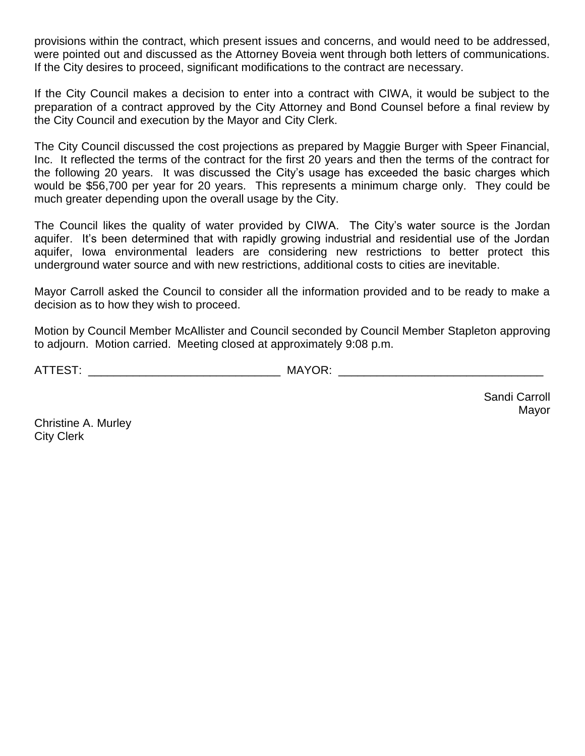provisions within the contract, which present issues and concerns, and would need to be addressed, were pointed out and discussed as the Attorney Boveia went through both letters of communications. If the City desires to proceed, significant modifications to the contract are necessary.

If the City Council makes a decision to enter into a contract with CIWA, it would be subject to the preparation of a contract approved by the City Attorney and Bond Counsel before a final review by the City Council and execution by the Mayor and City Clerk.

The City Council discussed the cost projections as prepared by Maggie Burger with Speer Financial, Inc. It reflected the terms of the contract for the first 20 years and then the terms of the contract for the following 20 years. It was discussed the City's usage has exceeded the basic charges which would be $56,700 per year for 20 years. This represents a minimum charge only. They could be much greater depending upon the overall usage by the City.

The Council likes the quality of water provided by CIWA. The City's water source is the Jordan aquifer. It's been determined that with rapidly growing industrial and residential use of the Jordan aquifer, Iowa environmental leaders are considering new restrictions to better protect this underground water source and with new restrictions, additional costs to cities are inevitable.

Mayor Carroll asked the Council to consider all the information provided and to be ready to make a decision as to how they wish to proceed.

Motion by Council Member McAllister and Council seconded by Council Member Stapleton approving to adjourn. Motion carried. Meeting closed at approximately 9:08 p.m.

ATTEST: ______________________________ MAYOR: ________________________________

Sandi Carroll
Mayor

Christine A. Murley
City Clerk